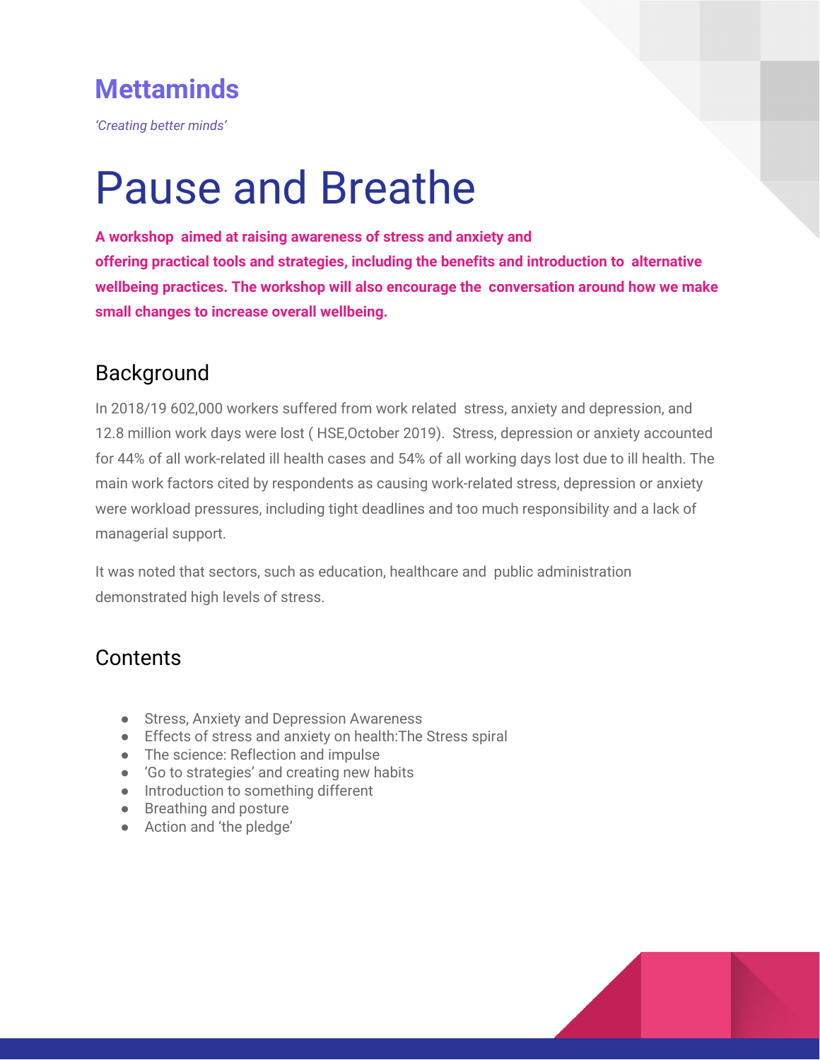## Mettaminds

*'Creating better minds'*

# Pause and Breathe

**A workshop aimed at raising awareness of stress and anxiety and offering practical tools and strategies, including the benefits and introduction to alternative wellbeing practices. The workshop will also encourage the conversation around how we make small changes to increase overall wellbeing.**

## Background

In 2018/19 602,000 workers suffered from work related stress, anxiety and depression, and 12.8 million work days were lost ( HSE,October 2019). Stress, depression or anxiety accounted for 44% of all work-related ill health cases and 54% of all working days lost due to ill health. The main work factors cited by respondents as causing work-related stress, depression or anxiety were workload pressures, including tight deadlines and too much responsibility and a lack of managerial support.

It was noted that sectors, such as education, healthcare and public administration demonstrated high levels of stress.

## Contents

- Stress, Anxiety and Depression Awareness
- Effects of stress and anxiety on health:The Stress spiral
- The science: Reflection and impulse
- 'Go to strategies' and creating new habits
- Introduction to something different
- Breathing and posture
- Action and 'the pledge'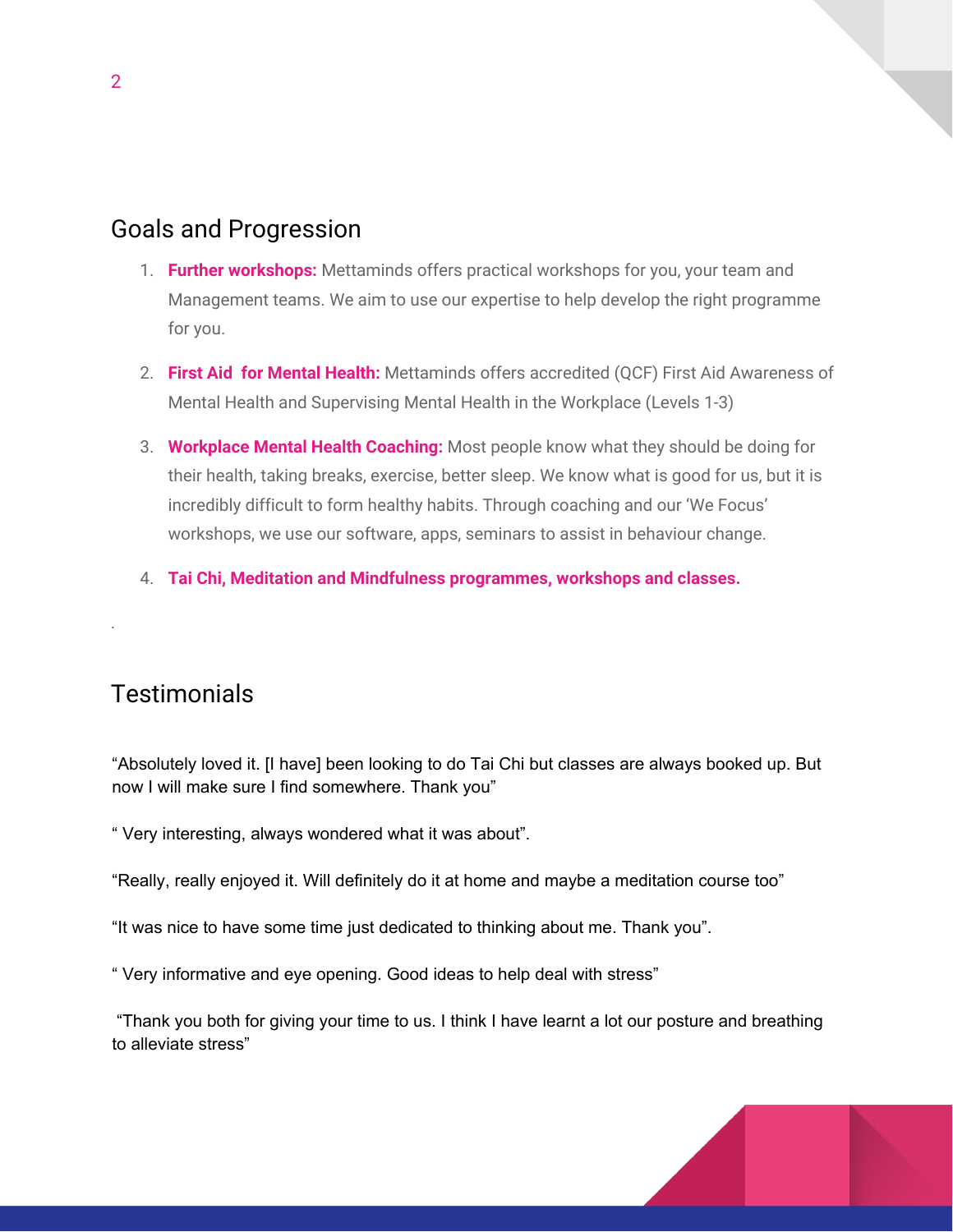## Goals and Progression

1. **Further workshops:** Mettaminds offers practical workshops for you, your team and Management teams. We aim to use our expertise to help develop the right programme for you.

2. **First Aid for Mental Health:** Mettaminds offers accredited (QCF) First Aid Awareness of Mental Health and Supervising Mental Health in the Workplace (Levels 1-3)

3. **Workplace Mental Health Coaching:** Most people know what they should be doing for their health, taking breaks, exercise, better sleep. We know what is good for us, but it is incredibly difficult to form healthy habits. Through coaching and our 'We Focus' workshops, we use our software, apps, seminars to assist in behaviour change.

4. **Tai Chi, Meditation and Mindfulness programmes, workshops and classes.**

.

## Testimonials

"Absolutely loved it. [I have] been looking to do Tai Chi but classes are always booked up. But now I will make sure I find somewhere. Thank you"

" Very interesting, always wondered what it was about".

"Really, really enjoyed it. Will definitely do it at home and maybe a meditation course too"

"It was nice to have some time just dedicated to thinking about me. Thank you".

" Very informative and eye opening. Good ideas to help deal with stress"

"Thank you both for giving your time to us. I think I have learnt a lot our posture and breathing to alleviate stress"